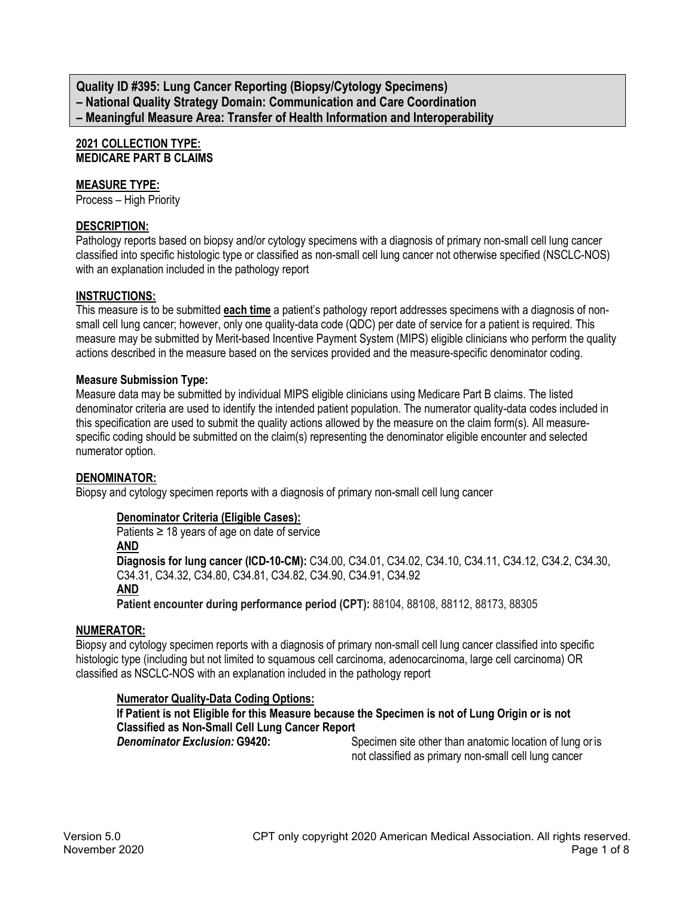**Quality ID #395: Lung Cancer Reporting (Biopsy/Cytology Specimens)**
**– National Quality Strategy Domain: Communication and Care Coordination**
**– Meaningful Measure Area: Transfer of Health Information and Interoperability**

**2021 COLLECTION TYPE:**
**MEDICARE PART B CLAIMS**

**MEASURE TYPE:**
Process – High Priority

**DESCRIPTION:**
Pathology reports based on biopsy and/or cytology specimens with a diagnosis of primary non-small cell lung cancer classified into specific histologic type or classified as non-small cell lung cancer not otherwise specified (NSCLC-NOS) with an explanation included in the pathology report

**INSTRUCTIONS:**
This measure is to be submitted **each time** a patient's pathology report addresses specimens with a diagnosis of non-small cell lung cancer; however, only one quality-data code (QDC) per date of service for a patient is required. This measure may be submitted by Merit-based Incentive Payment System (MIPS) eligible clinicians who perform the quality actions described in the measure based on the services provided and the measure-specific denominator coding.

**Measure Submission Type:**
Measure data may be submitted by individual MIPS eligible clinicians using Medicare Part B claims. The listed denominator criteria are used to identify the intended patient population. The numerator quality-data codes included in this specification are used to submit the quality actions allowed by the measure on the claim form(s). All measure-specific coding should be submitted on the claim(s) representing the denominator eligible encounter and selected numerator option.

**DENOMINATOR:**
Biopsy and cytology specimen reports with a diagnosis of primary non-small cell lung cancer

**Denominator Criteria (Eligible Cases):**
Patients ≥ 18 years of age on date of service
**AND**
**Diagnosis for lung cancer (ICD-10-CM):** C34.00, C34.01, C34.02, C34.10, C34.11, C34.12, C34.2, C34.30, C34.31, C34.32, C34.80, C34.81, C34.82, C34.90, C34.91, C34.92
**AND**
**Patient encounter during performance period (CPT):** 88104, 88108, 88112, 88173, 88305

**NUMERATOR:**
Biopsy and cytology specimen reports with a diagnosis of primary non-small cell lung cancer classified into specific histologic type (including but not limited to squamous cell carcinoma, adenocarcinoma, large cell carcinoma) OR classified as NSCLC-NOS with an explanation included in the pathology report

**Numerator Quality-Data Coding Options:**
**If Patient is not Eligible for this Measure because the Specimen is not of Lung Origin or is not Classified as Non-Small Cell Lung Cancer Report**
***Denominator Exclusion:* G9420:** Specimen site other than anatomic location of lung or is not classified as primary non-small cell lung cancer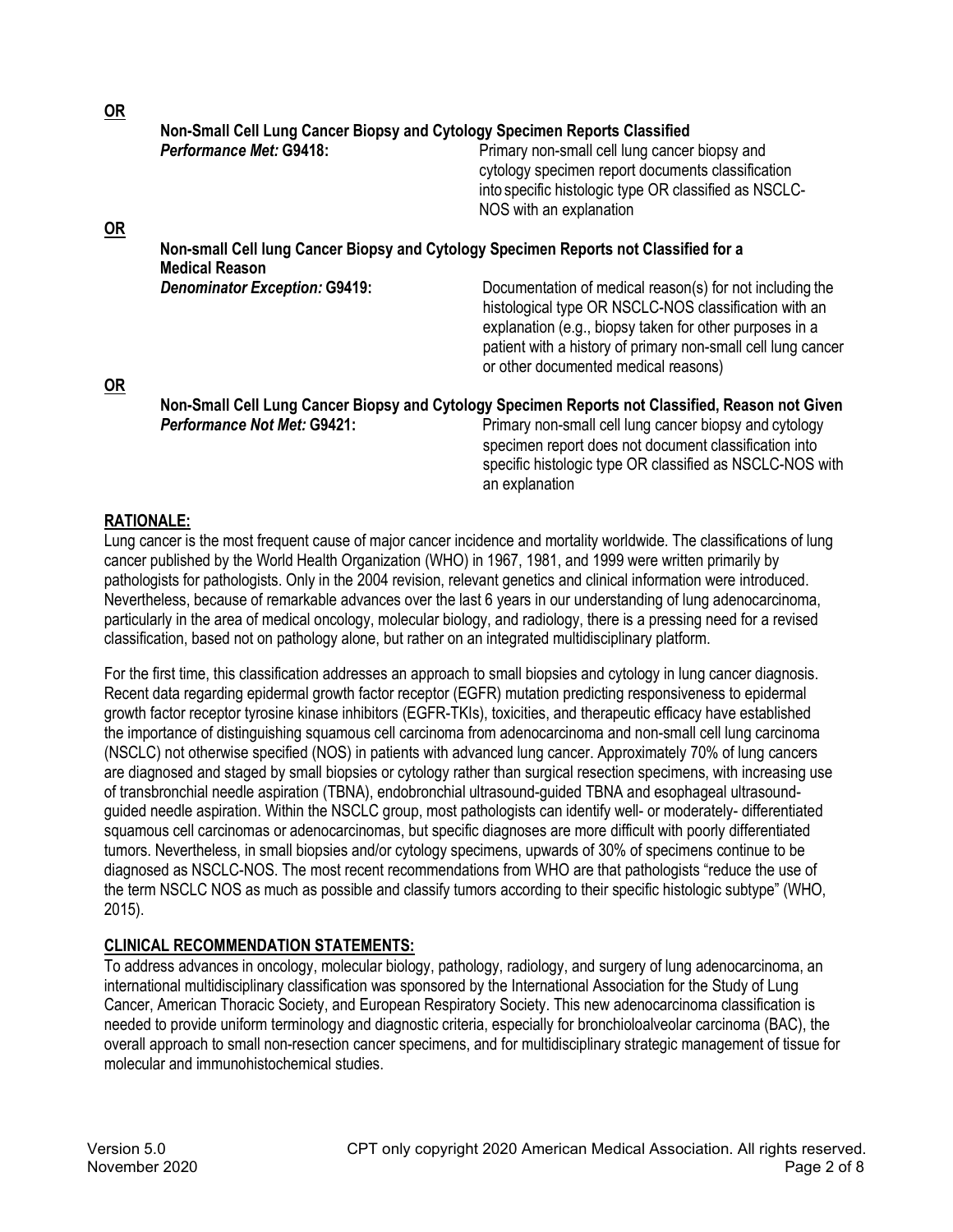**OR**

**Non-Small Cell Lung Cancer Biopsy and Cytology Specimen Reports Classified**

***Performance Met:* G9418:** Primary non-small cell lung cancer biopsy and cytology specimen report documents classification into specific histologic type OR classified as NSCLC-NOS with an explanation

**OR**

**Non-small Cell lung Cancer Biopsy and Cytology Specimen Reports not Classified for a Medical Reason**

***Denominator Exception:* G9419:** Documentation of medical reason(s) for not including the histological type OR NSCLC-NOS classification with an explanation (e.g., biopsy taken for other purposes in a patient with a history of primary non-small cell lung cancer or other documented medical reasons)

**OR**

**Non-Small Cell Lung Cancer Biopsy and Cytology Specimen Reports not Classified, Reason not Given**

***Performance Not Met:* G9421:** Primary non-small cell lung cancer biopsy and cytology specimen report does not document classification into specific histologic type OR classified as NSCLC-NOS with an explanation

## RATIONALE:

Lung cancer is the most frequent cause of major cancer incidence and mortality worldwide. The classifications of lung cancer published by the World Health Organization (WHO) in 1967, 1981, and 1999 were written primarily by pathologists for pathologists. Only in the 2004 revision, relevant genetics and clinical information were introduced. Nevertheless, because of remarkable advances over the last 6 years in our understanding of lung adenocarcinoma, particularly in the area of medical oncology, molecular biology, and radiology, there is a pressing need for a revised classification, based not on pathology alone, but rather on an integrated multidisciplinary platform.

For the first time, this classification addresses an approach to small biopsies and cytology in lung cancer diagnosis. Recent data regarding epidermal growth factor receptor (EGFR) mutation predicting responsiveness to epidermal growth factor receptor tyrosine kinase inhibitors (EGFR-TKIs), toxicities, and therapeutic efficacy have established the importance of distinguishing squamous cell carcinoma from adenocarcinoma and non-small cell lung carcinoma (NSCLC) not otherwise specified (NOS) in patients with advanced lung cancer. Approximately 70% of lung cancers are diagnosed and staged by small biopsies or cytology rather than surgical resection specimens, with increasing use of transbronchial needle aspiration (TBNA), endobronchial ultrasound-guided TBNA and esophageal ultrasound-guided needle aspiration. Within the NSCLC group, most pathologists can identify well- or moderately- differentiated squamous cell carcinomas or adenocarcinomas, but specific diagnoses are more difficult with poorly differentiated tumors. Nevertheless, in small biopsies and/or cytology specimens, upwards of 30% of specimens continue to be diagnosed as NSCLC-NOS. The most recent recommendations from WHO are that pathologists "reduce the use of the term NSCLC NOS as much as possible and classify tumors according to their specific histologic subtype" (WHO, 2015).

## CLINICAL RECOMMENDATION STATEMENTS:

To address advances in oncology, molecular biology, pathology, radiology, and surgery of lung adenocarcinoma, an international multidisciplinary classification was sponsored by the International Association for the Study of Lung Cancer, American Thoracic Society, and European Respiratory Society. This new adenocarcinoma classification is needed to provide uniform terminology and diagnostic criteria, especially for bronchioloalveolar carcinoma (BAC), the overall approach to small non-resection cancer specimens, and for multidisciplinary strategic management of tissue for molecular and immunohistochemical studies.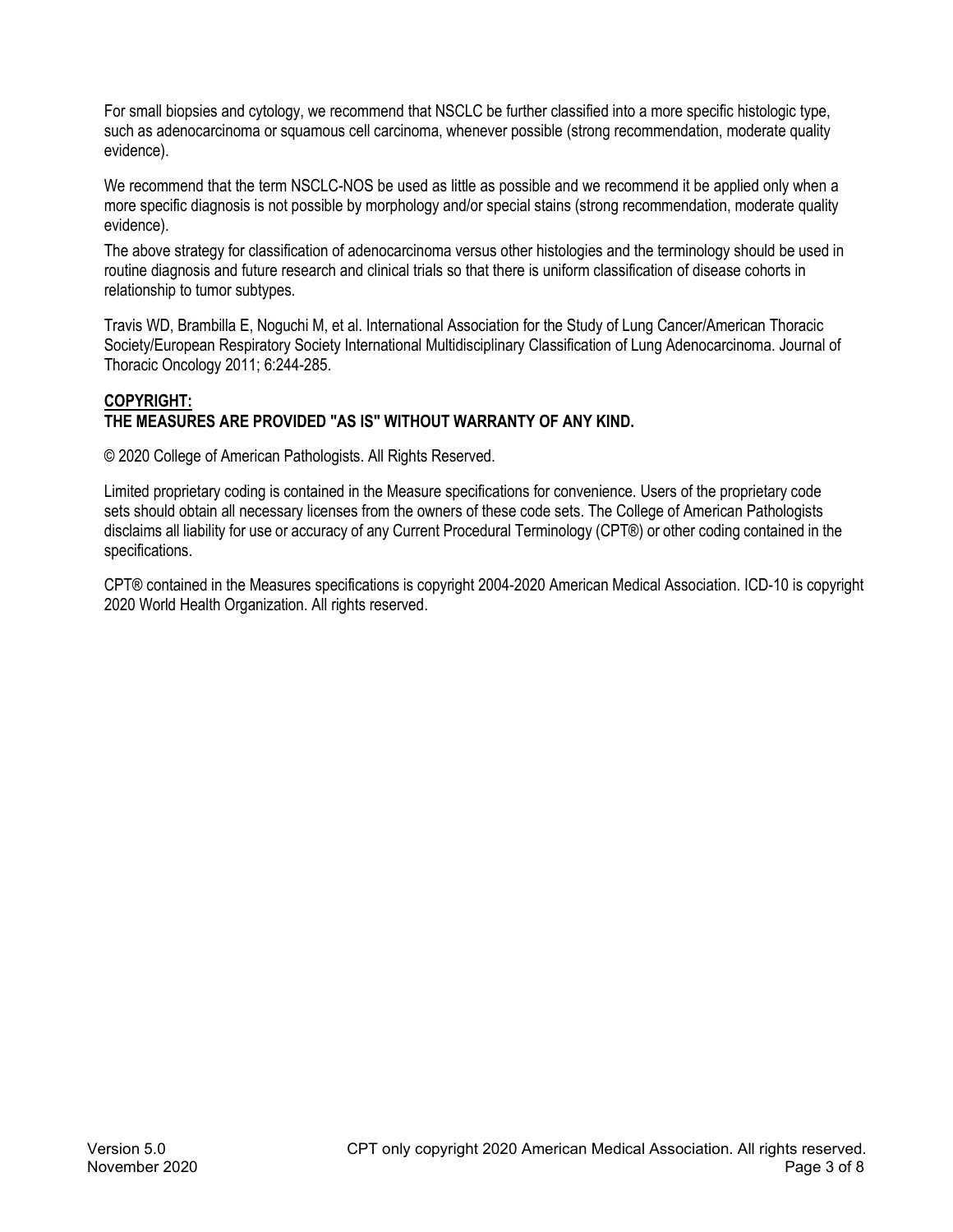For small biopsies and cytology, we recommend that NSCLC be further classified into a more specific histologic type, such as adenocarcinoma or squamous cell carcinoma, whenever possible (strong recommendation, moderate quality evidence).

We recommend that the term NSCLC-NOS be used as little as possible and we recommend it be applied only when a more specific diagnosis is not possible by morphology and/or special stains (strong recommendation, moderate quality evidence).

The above strategy for classification of adenocarcinoma versus other histologies and the terminology should be used in routine diagnosis and future research and clinical trials so that there is uniform classification of disease cohorts in relationship to tumor subtypes.

Travis WD, Brambilla E, Noguchi M, et al. International Association for the Study of Lung Cancer/American Thoracic Society/European Respiratory Society International Multidisciplinary Classification of Lung Adenocarcinoma. Journal of Thoracic Oncology 2011; 6:244-285.

**COPYRIGHT:**
**THE MEASURES ARE PROVIDED "AS IS" WITHOUT WARRANTY OF ANY KIND.**

© 2020 College of American Pathologists. All Rights Reserved.

Limited proprietary coding is contained in the Measure specifications for convenience. Users of the proprietary code sets should obtain all necessary licenses from the owners of these code sets. The College of American Pathologists disclaims all liability for use or accuracy of any Current Procedural Terminology (CPT®) or other coding contained in the specifications.

CPT® contained in the Measures specifications is copyright 2004-2020 American Medical Association. ICD-10 is copyright 2020 World Health Organization. All rights reserved.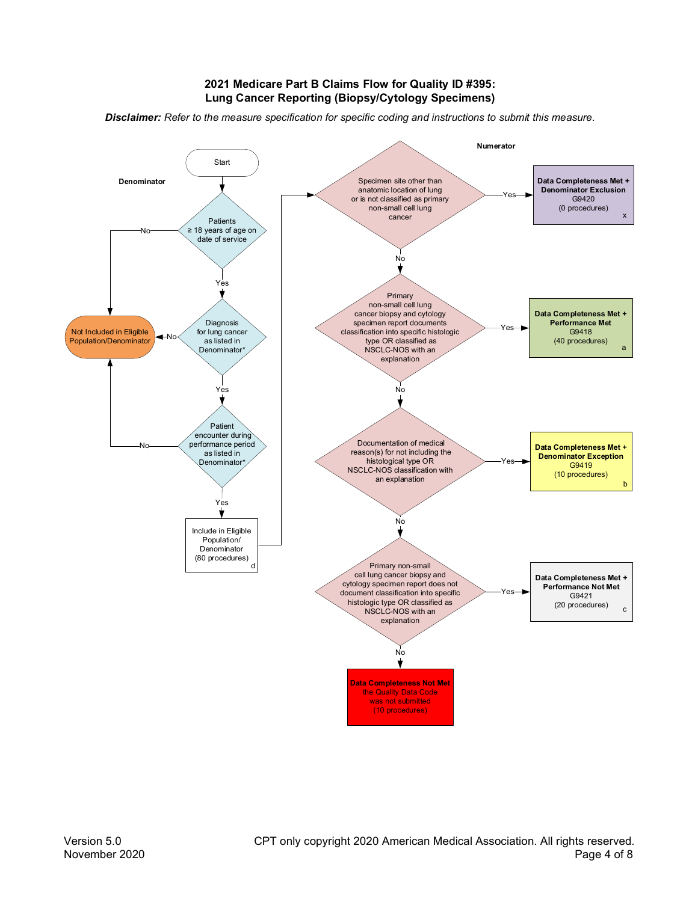# 2021 Medicare Part B Claims Flow for Quality ID #395: Lung Cancer Reporting (Biopsy/Cytology Specimens)

***Disclaimer:*** *Refer to the measure specification for specific coding and instructions to submit this measure.*

**Denominator**

Start

- Patients ≥ 18 years of age on date of service
  - No → Not Included in Eligible Population/Denominator
  - Yes → Diagnosis for lung cancer as listed in Denominator*
    - No → Not Included in Eligible Population/Denominator
    - Yes → Patient encounter during performance period as listed in Denominator*
      - No → Not Included in Eligible Population/Denominator
      - Yes → Include in Eligible Population/Denominator (80 procedures) d

**Numerator**

- Specimen site other than anatomic location of lung or is not classified as primary non-small cell lung cancer
  - Yes → **Data Completeness Met + Denominator Exclusion** G9420 (0 procedures) x
  - No → Primary non-small cell lung cancer biopsy and cytology specimen report documents classification into specific histologic type OR classified as NSCLC-NOS with an explanation
    - Yes → **Data Completeness Met + Performance Met** G9418 (40 procedures) a
    - No → Documentation of medical reason(s) for not including the histological type OR NSCLC-NOS classification with an explanation
      - Yes → **Data Completeness Met + Denominator Exception** G9419 (10 procedures) b
      - No → Primary non-small cell lung cancer biopsy and cytology specimen report does not document classification into specific histologic type OR classified as NSCLC-NOS with an explanation
        - Yes → **Data Completeness Met + Performance Not Met** G9421 (20 procedures) c
        - No → **Data Completeness Not Met** the Quality Data Code was not submitted (10 procedures)

Version 5.0
November 2020

CPT only copyright 2020 American Medical Association. All rights reserved.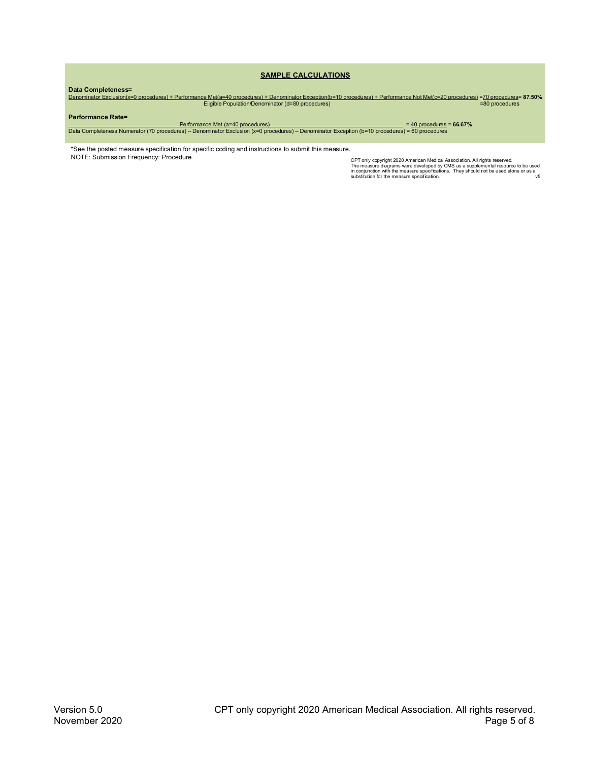## SAMPLE CALCULATIONS

**Data Completeness=**

$$\frac{\text{Denominator Exclusion}(x=0 \text{ procedures}) + \text{Performance Met}(a=40 \text{ procedures}) + \text{Denominator Exception}(b=10 \text{ procedures}) + \text{Performance Not Met}(c=20 \text{ procedures})}{\text{Eligible Population/Denominator } (d=80 \text{ procedures})} = \frac{70 \text{ procedures}}{80 \text{ procedures}} = \mathbf{87.50\%}$$

**Performance Rate=**

$$\frac{\text{Performance Met } (a=40 \text{ procedures})}{\text{Data Completeness Numerator } (70 \text{ procedures}) - \text{Denominator Exclusion } (x=0 \text{ procedures}) - \text{Denominator Exception } (b=10 \text{ procedures}) = 60 \text{ procedures}} = \frac{40 \text{ procedures}}{60 \text{ procedures}} = \mathbf{66.67\%}$$

*See the posted measure specification for specific coding and instructions to submit this measure.

NOTE: Submission Frequency: Procedure

CPT only copyright 2020 American Medical Association. All rights reserved.
The measure diagrams were developed by CMS as a supplemental resource to be used in conjunction with the measure specifications. They should not be used alone or as a substitution for the measure specification. v5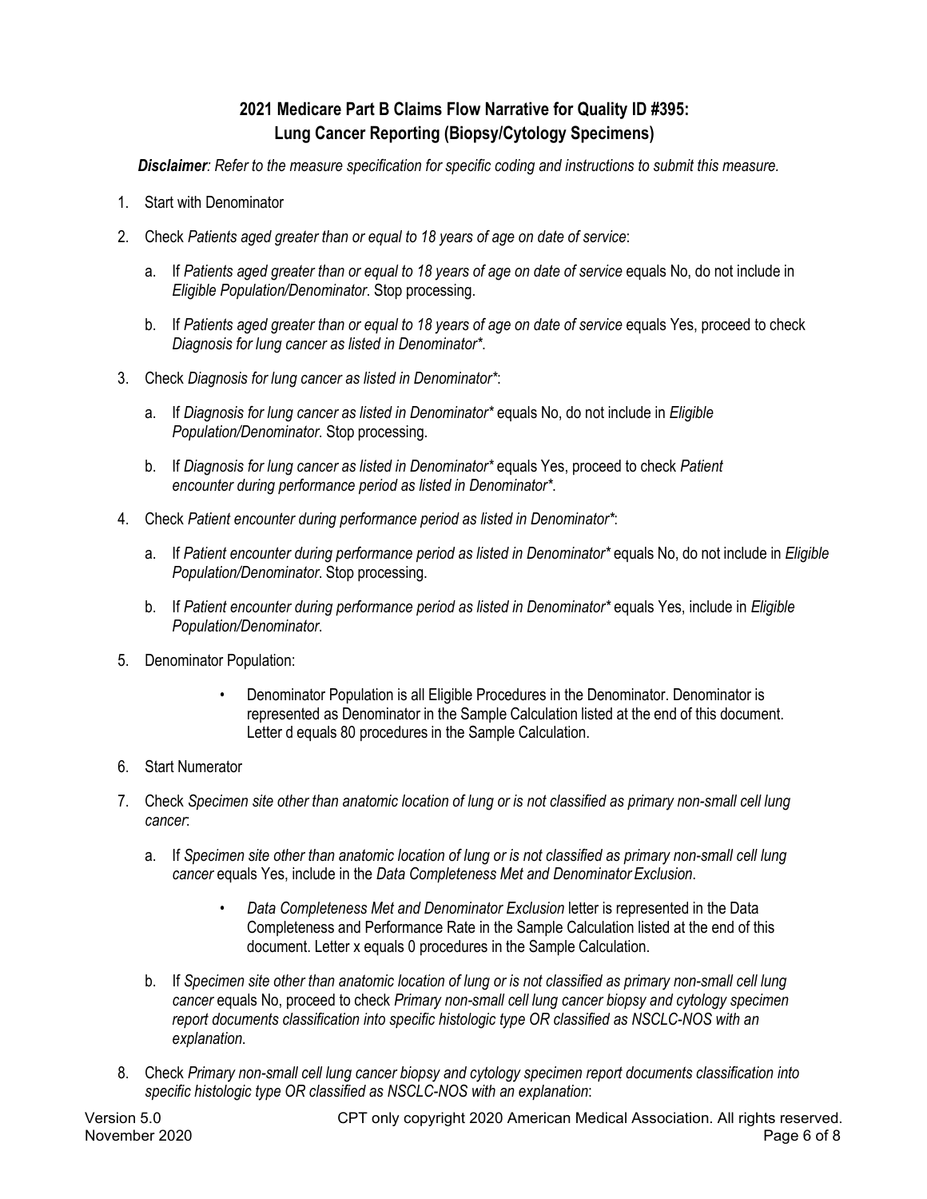## 2021 Medicare Part B Claims Flow Narrative for Quality ID #395: Lung Cancer Reporting (Biopsy/Cytology Specimens)

***Disclaimer**: Refer to the measure specification for specific coding and instructions to submit this measure.*

1. Start with Denominator
2. Check *Patients aged greater than or equal to 18 years of age on date of service*:
   a. If *Patients aged greater than or equal to 18 years of age on date of service* equals No, do not include in *Eligible Population/Denominator*. Stop processing.
   b. If *Patients aged greater than or equal to 18 years of age on date of service* equals Yes, proceed to check *Diagnosis for lung cancer as listed in Denominator**.
3. Check *Diagnosis for lung cancer as listed in Denominator**:
   a. If *Diagnosis for lung cancer as listed in Denominator** equals No, do not include in *Eligible Population/Denominator*. Stop processing.
   b. If *Diagnosis for lung cancer as listed in Denominator** equals Yes, proceed to check *Patient encounter during performance period as listed in Denominator**.
4. Check *Patient encounter during performance period as listed in Denominator**:
   a. If *Patient encounter during performance period as listed in Denominator** equals No, do not include in *Eligible Population/Denominator*. Stop processing.
   b. If *Patient encounter during performance period as listed in Denominator** equals Yes, include in *Eligible Population/Denominator*.
5. Denominator Population:
   - Denominator Population is all Eligible Procedures in the Denominator. Denominator is represented as Denominator in the Sample Calculation listed at the end of this document. Letter d equals 80 procedures in the Sample Calculation.
6. Start Numerator
7. Check *Specimen site other than anatomic location of lung or is not classified as primary non-small cell lung cancer*:
   a. If *Specimen site other than anatomic location of lung or is not classified as primary non-small cell lung cancer* equals Yes, include in the *Data Completeness Met and Denominator Exclusion*.
      - *Data Completeness Met and Denominator Exclusion* letter is represented in the Data Completeness and Performance Rate in the Sample Calculation listed at the end of this document. Letter x equals 0 procedures in the Sample Calculation.
   b. If *Specimen site other than anatomic location of lung or is not classified as primary non-small cell lung cancer* equals No, proceed to check *Primary non-small cell lung cancer biopsy and cytology specimen report documents classification into specific histologic type OR classified as NSCLC-NOS with an explanation*.
8. Check *Primary non-small cell lung cancer biopsy and cytology specimen report documents classification into specific histologic type OR classified as NSCLC-NOS with an explanation*:

Version 5.0
November 2020

CPT only copyright 2020 American Medical Association. All rights reserved.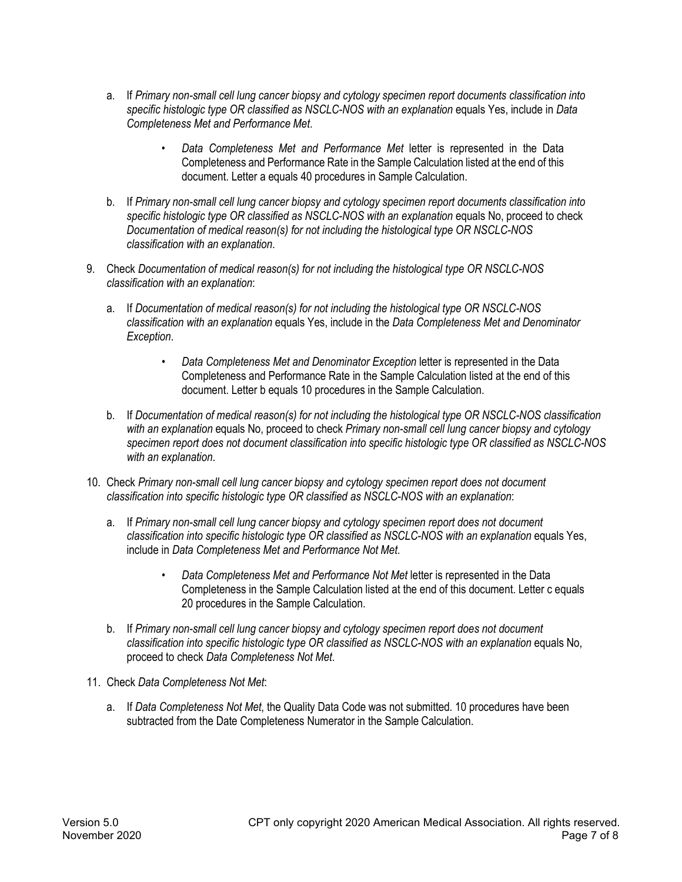a. If *Primary non-small cell lung cancer biopsy and cytology specimen report documents classification into specific histologic type OR classified as NSCLC-NOS with an explanation* equals Yes, include in *Data Completeness Met and Performance Met*.

   - *Data Completeness Met and Performance Met* letter is represented in the Data Completeness and Performance Rate in the Sample Calculation listed at the end of this document. Letter a equals 40 procedures in Sample Calculation.

b. If *Primary non-small cell lung cancer biopsy and cytology specimen report documents classification into specific histologic type OR classified as NSCLC-NOS with an explanation* equals No, proceed to check *Documentation of medical reason(s) for not including the histological type OR NSCLC-NOS classification with an explanation*.

9. Check *Documentation of medical reason(s) for not including the histological type OR NSCLC-NOS classification with an explanation*:

   a. If *Documentation of medical reason(s) for not including the histological type OR NSCLC-NOS classification with an explanation* equals Yes, include in the *Data Completeness Met and Denominator Exception*.

      - *Data Completeness Met and Denominator Exception* letter is represented in the Data Completeness and Performance Rate in the Sample Calculation listed at the end of this document. Letter b equals 10 procedures in the Sample Calculation.

   b. If *Documentation of medical reason(s) for not including the histological type OR NSCLC-NOS classification with an explanation* equals No, proceed to check *Primary non-small cell lung cancer biopsy and cytology specimen report does not document classification into specific histologic type OR classified as NSCLC-NOS with an explanation*.

10. Check *Primary non-small cell lung cancer biopsy and cytology specimen report does not document classification into specific histologic type OR classified as NSCLC-NOS with an explanation*:

    a. If *Primary non-small cell lung cancer biopsy and cytology specimen report does not document classification into specific histologic type OR classified as NSCLC-NOS with an explanation* equals Yes, include in *Data Completeness Met and Performance Not Met*.

       - *Data Completeness Met and Performance Not Met* letter is represented in the Data Completeness in the Sample Calculation listed at the end of this document. Letter c equals 20 procedures in the Sample Calculation.

    b. If *Primary non-small cell lung cancer biopsy and cytology specimen report does not document classification into specific histologic type OR classified as NSCLC-NOS with an explanation* equals No, proceed to check *Data Completeness Not Met*.

11. Check *Data Completeness Not Met*:

    a. If *Data Completeness Not Met*, the Quality Data Code was not submitted. 10 procedures have been subtracted from the Date Completeness Numerator in the Sample Calculation.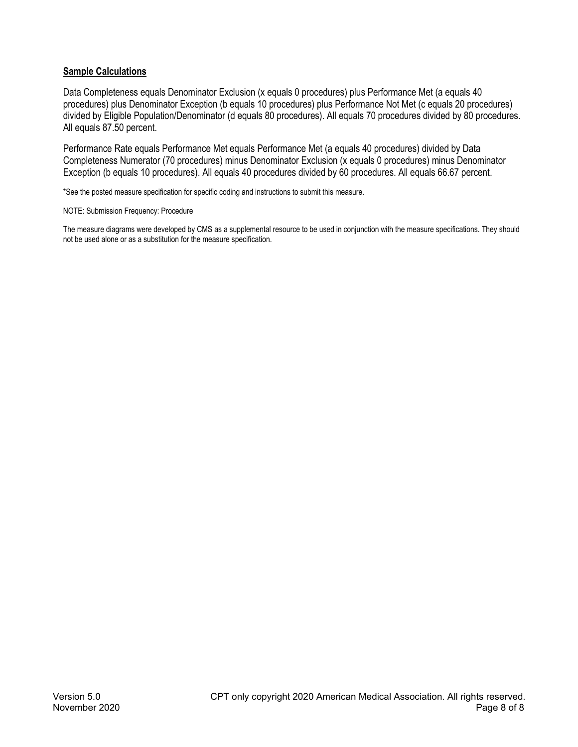**Sample Calculations**

Data Completeness equals Denominator Exclusion (x equals 0 procedures) plus Performance Met (a equals 40 procedures) plus Denominator Exception (b equals 10 procedures) plus Performance Not Met (c equals 20 procedures) divided by Eligible Population/Denominator (d equals 80 procedures). All equals 70 procedures divided by 80 procedures. All equals 87.50 percent.

Performance Rate equals Performance Met equals Performance Met (a equals 40 procedures) divided by Data Completeness Numerator (70 procedures) minus Denominator Exclusion (x equals 0 procedures) minus Denominator Exception (b equals 10 procedures). All equals 40 procedures divided by 60 procedures. All equals 66.67 percent.

*See the posted measure specification for specific coding and instructions to submit this measure.

NOTE: Submission Frequency: Procedure

The measure diagrams were developed by CMS as a supplemental resource to be used in conjunction with the measure specifications. They should not be used alone or as a substitution for the measure specification.

Version 5.0
November 2020

CPT only copyright 2020 American Medical Association. All rights reserved.